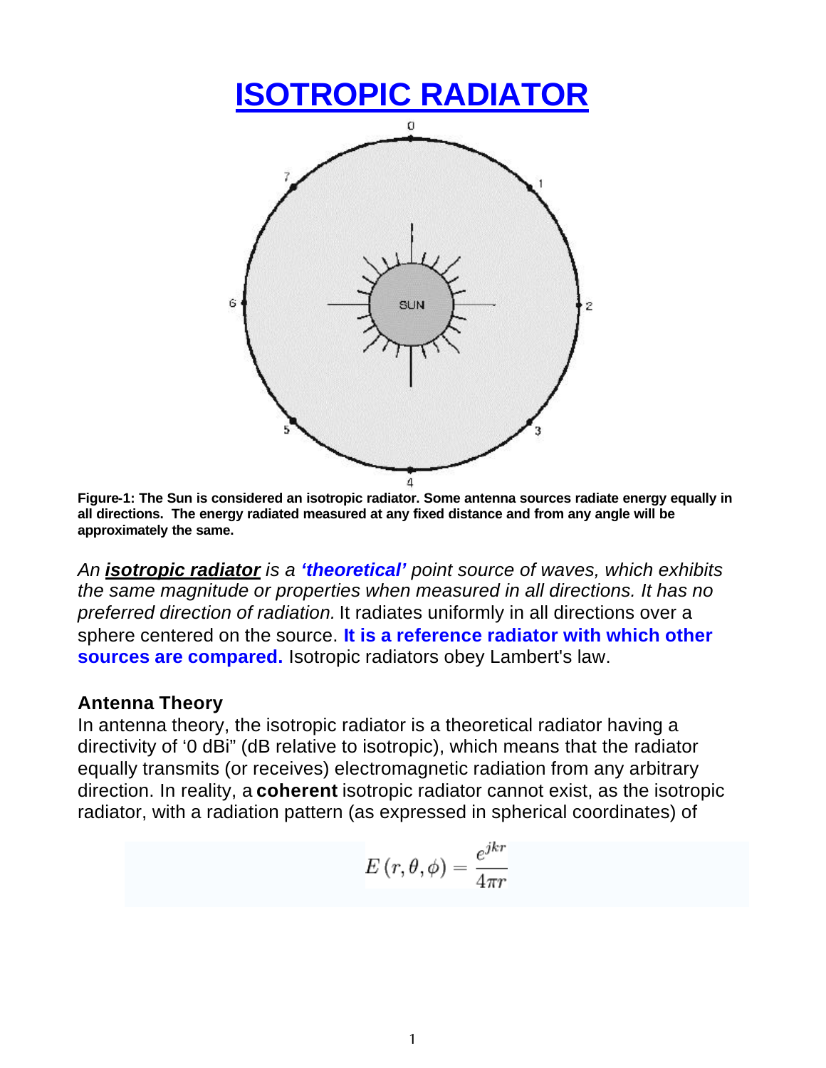# ISOTROPIC RADIATOR

**Figure-1: The Sun is considered an isotropic radiator. Some antenna sources radiate energy equally in all directions. The energy radiated measured at any fixed distance and from any angle will be approximately the same.**

*An **isotropic radiator** is a **'theoretical'** point source of waves, which exhibits the same magnitude or properties when measured in all directions. It has no preferred direction of radiation.* It radiates uniformly in all directions over a sphere centered on the source. **It is a reference radiator with which other sources are compared.** Isotropic radiators obey Lambert's law.

### Antenna Theory

In antenna theory, the isotropic radiator is a theoretical radiator having a directivity of '0 dBi" (dB relative to isotropic), which means that the radiator equally transmits (or receives) electromagnetic radiation from any arbitrary direction. In reality, a **coherent** isotropic radiator cannot exist, as the isotropic radiator, with a radiation pattern (as expressed in spherical coordinates) of

$$E(r, \theta, \phi) = \frac{e^{jkr}}{4\pi r}$$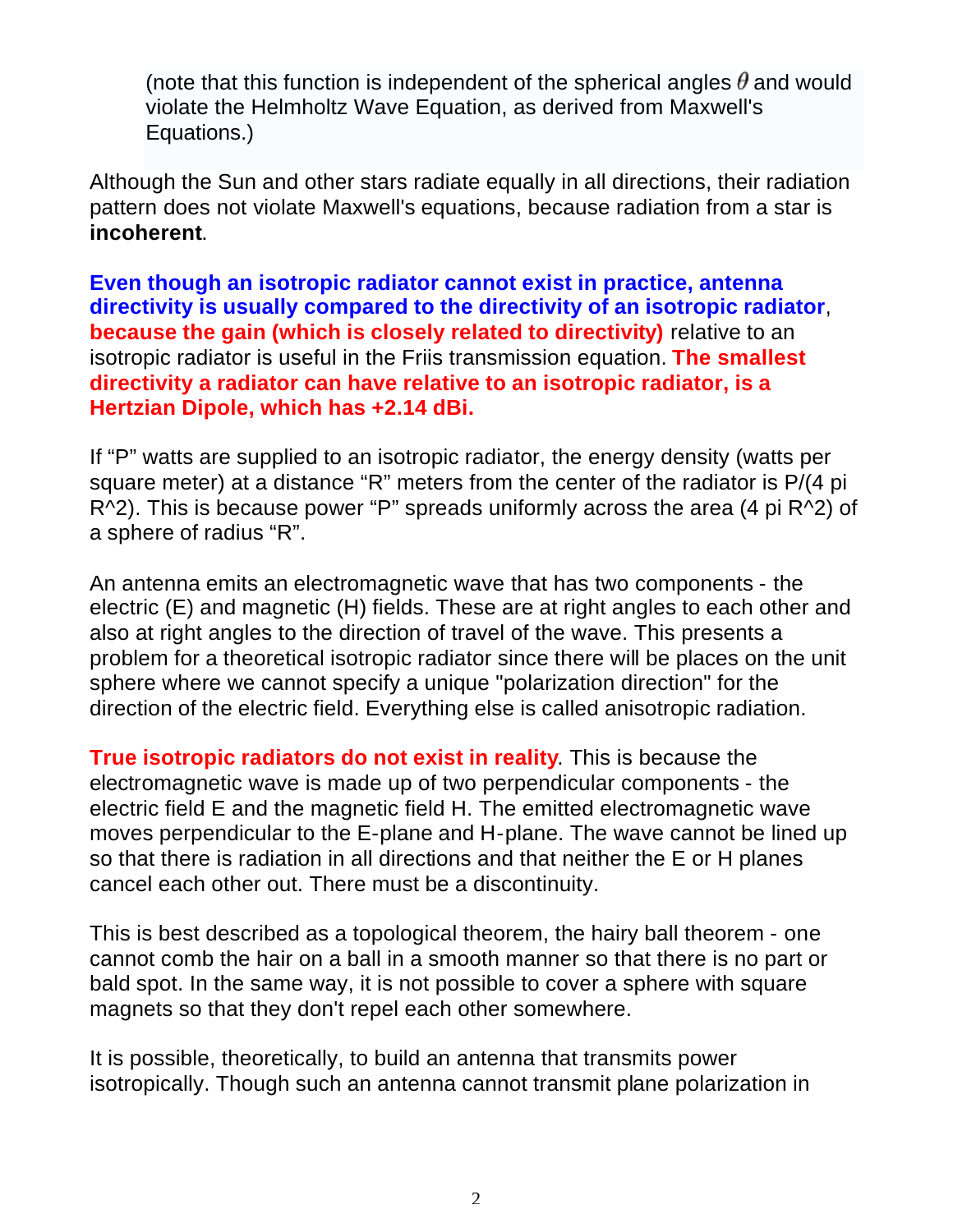(note that this function is independent of the spherical angles $\theta$ and would violate the Helmholtz Wave Equation, as derived from Maxwell's Equations.)

Although the Sun and other stars radiate equally in all directions, their radiation pattern does not violate Maxwell's equations, because radiation from a star is **incoherent**.

**Even though an isotropic radiator cannot exist in practice, antenna directivity is usually compared to the directivity of an isotropic radiator**, **because the gain (which is closely related to directivity)** relative to an isotropic radiator is useful in the Friis transmission equation. **The smallest directivity a radiator can have relative to an isotropic radiator, is a Hertzian Dipole, which has +2.14 dBi.**

If "P" watts are supplied to an isotropic radiator, the energy density (watts per square meter) at a distance "R" meters from the center of the radiator is P/(4 pi R^2). This is because power "P" spreads uniformly across the area (4 pi R^2) of a sphere of radius "R".

An antenna emits an electromagnetic wave that has two components - the electric (E) and magnetic (H) fields. These are at right angles to each other and also at right angles to the direction of travel of the wave. This presents a problem for a theoretical isotropic radiator since there will be places on the unit sphere where we cannot specify a unique "polarization direction" for the direction of the electric field. Everything else is called anisotropic radiation.

**True isotropic radiators do not exist in reality**. This is because the electromagnetic wave is made up of two perpendicular components - the electric field E and the magnetic field H. The emitted electromagnetic wave moves perpendicular to the E-plane and H-plane. The wave cannot be lined up so that there is radiation in all directions and that neither the E or H planes cancel each other out. There must be a discontinuity.

This is best described as a topological theorem, the hairy ball theorem - one cannot comb the hair on a ball in a smooth manner so that there is no part or bald spot. In the same way, it is not possible to cover a sphere with square magnets so that they don't repel each other somewhere.

It is possible, theoretically, to build an antenna that transmits power isotropically. Though such an antenna cannot transmit plane polarization in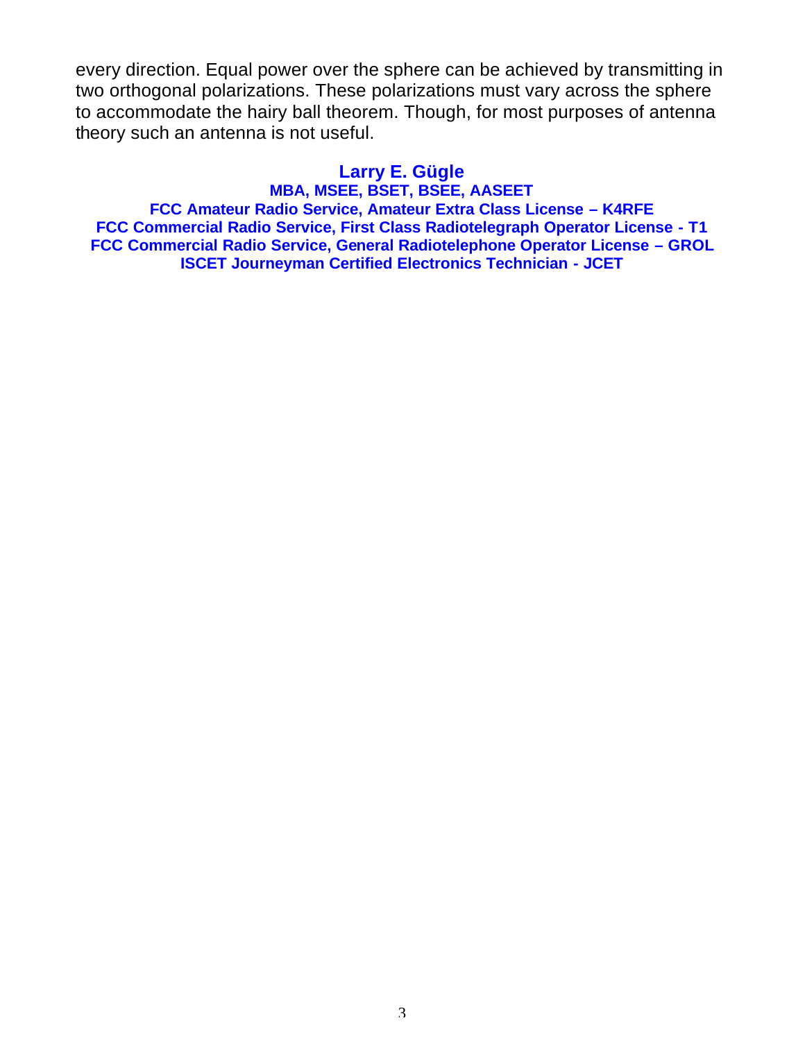every direction. Equal power over the sphere can be achieved by transmitting in two orthogonal polarizations. These polarizations must vary across the sphere to accommodate the hairy ball theorem. Though, for most purposes of antenna theory such an antenna is not useful.

**Larry E. Gügle**
**MBA, MSEE, BSET, BSEE, AASEET**
**FCC Amateur Radio Service, Amateur Extra Class License – K4RFE**
**FCC Commercial Radio Service, First Class Radiotelegraph Operator License - T1**
**FCC Commercial Radio Service, General Radiotelephone Operator License – GROL**
**ISCET Journeyman Certified Electronics Technician - JCET**